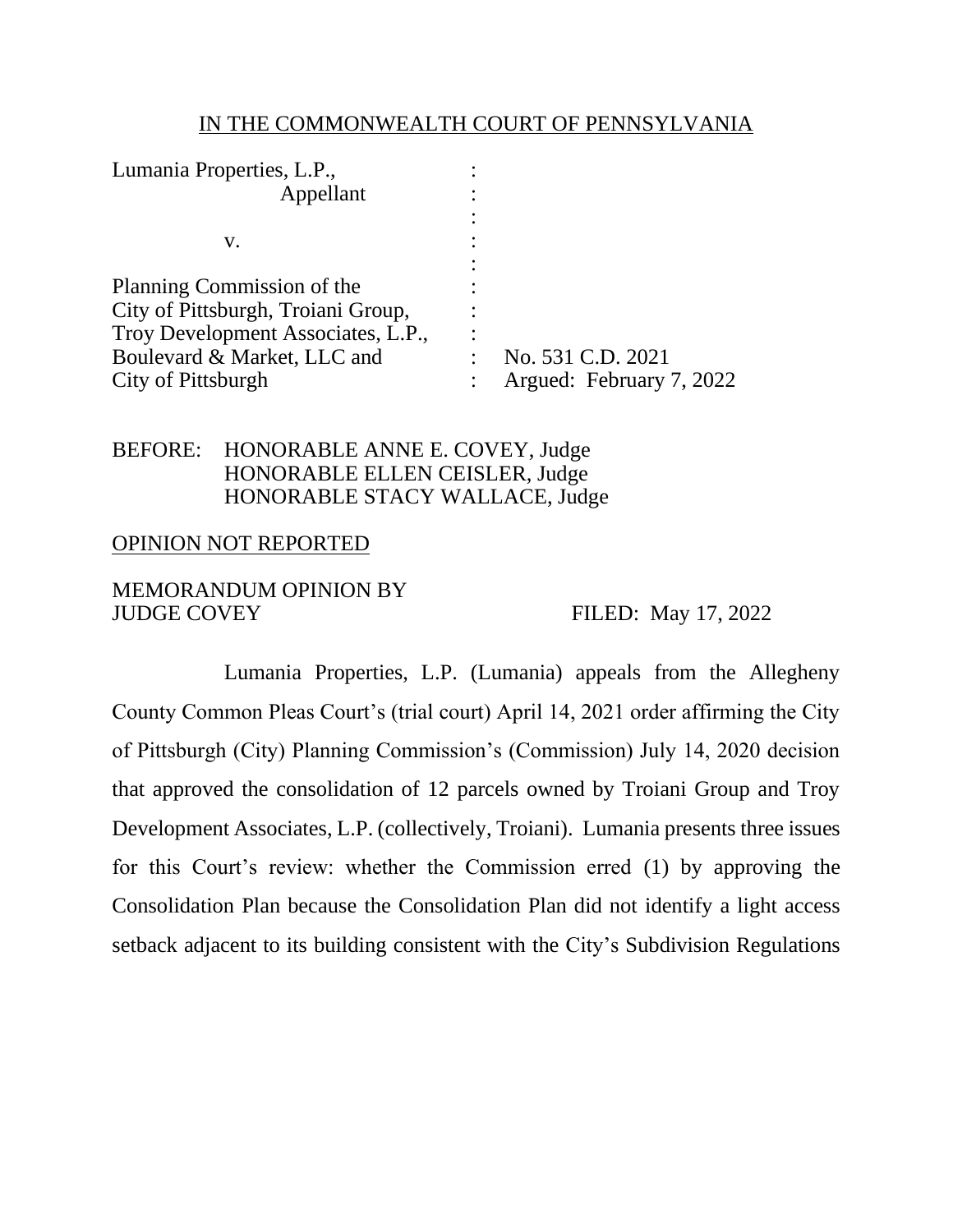IN THE COMMONWEALTH COURT OF PENNSYLVANIA

| | | |
|---|---|---|
| Lumania Properties, L.P., Appellant | : | |
| v. | : | |
| Planning Commission of the City of Pittsburgh, Troiani Group, Troy Development Associates, L.P., Boulevard & Market, LLC and City of Pittsburgh | : | No. 531 C.D. 2021 Argued: February 7, 2022 |

BEFORE: HONORABLE ANNE E. COVEY, Judge
HONORABLE ELLEN CEISLER, Judge
HONORABLE STACY WALLACE, Judge

OPINION NOT REPORTED

MEMORANDUM OPINION BY
JUDGE COVEY FILED: May 17, 2022

Lumania Properties, L.P. (Lumania) appeals from the Allegheny County Common Pleas Court's (trial court) April 14, 2021 order affirming the City of Pittsburgh (City) Planning Commission's (Commission) July 14, 2020 decision that approved the consolidation of 12 parcels owned by Troiani Group and Troy Development Associates, L.P. (collectively, Troiani). Lumania presents three issues for this Court's review: whether the Commission erred (1) by approving the Consolidation Plan because the Consolidation Plan did not identify a light access setback adjacent to its building consistent with the City's Subdivision Regulations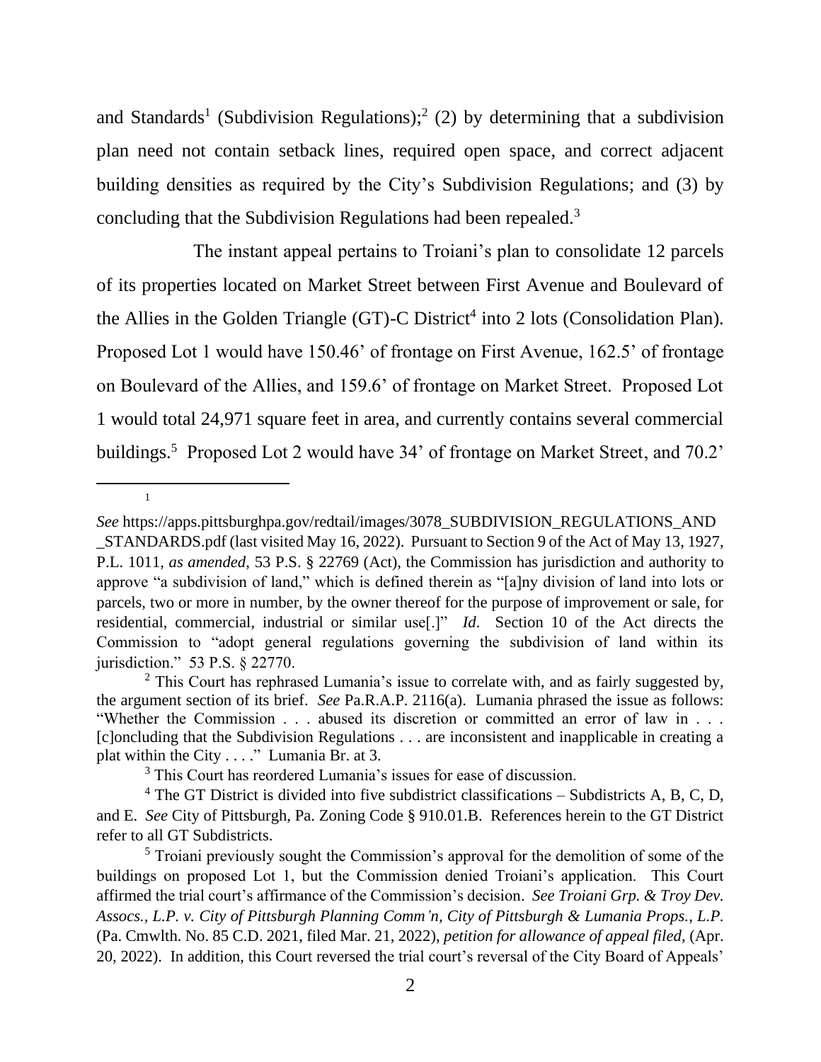and Standards[1] (Subdivision Regulations);[2] (2) by determining that a subdivision plan need not contain setback lines, required open space, and correct adjacent building densities as required by the City's Subdivision Regulations; and (3) by concluding that the Subdivision Regulations had been repealed.[3]

The instant appeal pertains to Troiani's plan to consolidate 12 parcels of its properties located on Market Street between First Avenue and Boulevard of the Allies in the Golden Triangle (GT)-C District[4] into 2 lots (Consolidation Plan). Proposed Lot 1 would have 150.46' of frontage on First Avenue, 162.5' of frontage on Boulevard of the Allies, and 159.6' of frontage on Market Street. Proposed Lot 1 would total 24,971 square feet in area, and currently contains several commercial buildings.[5] Proposed Lot 2 would have 34' of frontage on Market Street, and 70.2'

---

[1] *See* https://apps.pittsburghpa.gov/redtail/images/3078_SUBDIVISION_REGULATIONS_AND_STANDARDS.pdf (last visited May 16, 2022). Pursuant to Section 9 of the Act of May 13, 1927, P.L. 1011, *as amended*, 53 P.S. § 22769 (Act), the Commission has jurisdiction and authority to approve "a subdivision of land," which is defined therein as "[a]ny division of land into lots or parcels, two or more in number, by the owner thereof for the purpose of improvement or sale, for residential, commercial, industrial or similar use[.]" *Id.* Section 10 of the Act directs the Commission to "adopt general regulations governing the subdivision of land within its jurisdiction." 53 P.S. § 22770.

[2] This Court has rephrased Lumania's issue to correlate with, and as fairly suggested by, the argument section of its brief. *See* Pa.R.A.P. 2116(a). Lumania phrased the issue as follows: "Whether the Commission . . . abused its discretion or committed an error of law in . . . [c]oncluding that the Subdivision Regulations . . . are inconsistent and inapplicable in creating a plat within the City . . . ." Lumania Br. at 3.

[3] This Court has reordered Lumania's issues for ease of discussion.

[4] The GT District is divided into five subdistrict classifications – Subdistricts A, B, C, D, and E. *See* City of Pittsburgh, Pa. Zoning Code § 910.01.B. References herein to the GT District refer to all GT Subdistricts.

[5] Troiani previously sought the Commission's approval for the demolition of some of the buildings on proposed Lot 1, but the Commission denied Troiani's application. This Court affirmed the trial court's affirmance of the Commission's decision. *See Troiani Grp. & Troy Dev. Assocs., L.P. v. City of Pittsburgh Planning Comm'n, City of Pittsburgh & Lumania Props., L.P.* (Pa. Cmwlth. No. 85 C.D. 2021, filed Mar. 21, 2022), *petition for allowance of appeal filed*, (Apr. 20, 2022). In addition, this Court reversed the trial court's reversal of the City Board of Appeals'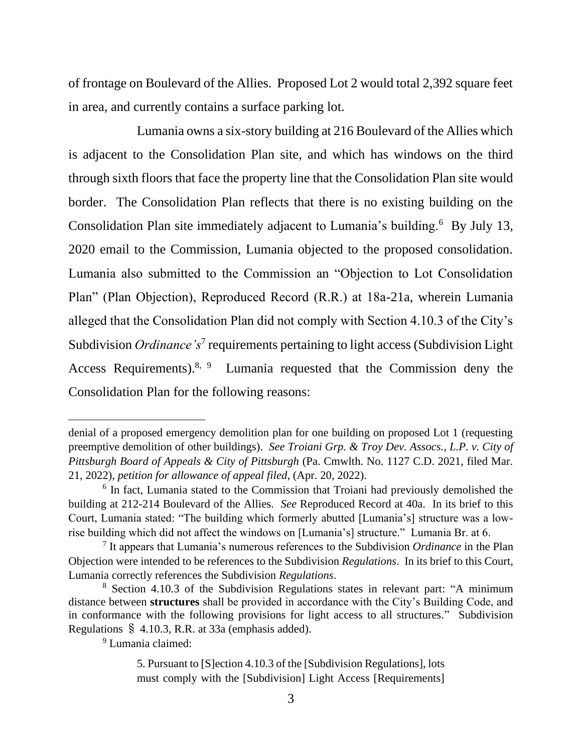of frontage on Boulevard of the Allies. Proposed Lot 2 would total 2,392 square feet in area, and currently contains a surface parking lot.

Lumania owns a six-story building at 216 Boulevard of the Allies which is adjacent to the Consolidation Plan site, and which has windows on the third through sixth floors that face the property line that the Consolidation Plan site would border. The Consolidation Plan reflects that there is no existing building on the Consolidation Plan site immediately adjacent to Lumania's building.[6] By July 13, 2020 email to the Commission, Lumania objected to the proposed consolidation. Lumania also submitted to the Commission an "Objection to Lot Consolidation Plan" (Plan Objection), Reproduced Record (R.R.) at 18a-21a, wherein Lumania alleged that the Consolidation Plan did not comply with Section 4.10.3 of the City's Subdivision *Ordinance's*[7] requirements pertaining to light access (Subdivision Light Access Requirements).[8, 9] Lumania requested that the Commission deny the Consolidation Plan for the following reasons:

---

denial of a proposed emergency demolition plan for one building on proposed Lot 1 (requesting preemptive demolition of other buildings). *See Troiani Grp. & Troy Dev. Assocs., L.P. v. City of Pittsburgh Board of Appeals & City of Pittsburgh* (Pa. Cmwlth. No. 1127 C.D. 2021, filed Mar. 21, 2022), *petition for allowance of appeal filed*, (Apr. 20, 2022).

[6] In fact, Lumania stated to the Commission that Troiani had previously demolished the building at 212-214 Boulevard of the Allies. *See* Reproduced Record at 40a. In its brief to this Court, Lumania stated: "The building which formerly abutted [Lumania's] structure was a low-rise building which did not affect the windows on [Lumania's] structure." Lumania Br. at 6.

[7] It appears that Lumania's numerous references to the Subdivision *Ordinance* in the Plan Objection were intended to be references to the Subdivision *Regulations*. In its brief to this Court, Lumania correctly references the Subdivision *Regulations*.

[8] Section 4.10.3 of the Subdivision Regulations states in relevant part: "A minimum distance between **structures** shall be provided in accordance with the City's Building Code, and in conformance with the following provisions for light access to all structures." Subdivision Regulations § 4.10.3, R.R. at 33a (emphasis added).

[9] Lumania claimed:

> 5. Pursuant to [S]ection 4.10.3 of the [Subdivision Regulations], lots must comply with the [Subdivision] Light Access [Requirements]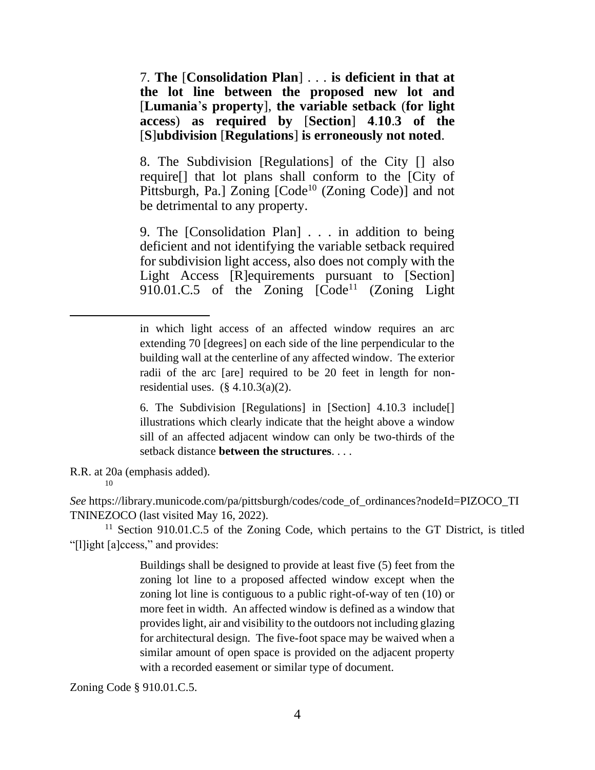> 7. **The** [**Consolidation Plan**] . . . **is deficient in that at the lot line between the proposed new lot and** [**Lumania**'**s property**], **the variable setback** (**for light access**) **as required by** [**Section**] **4.10.3 of the** [**S**]**ubdivision** [**Regulations**] **is erroneously not noted**.
>
> 8. The Subdivision [Regulations] of the City [] also require[] that lot plans shall conform to the [City of Pittsburgh, Pa.] Zoning [Code[10] (Zoning Code)] and not be detrimental to any property.
>
> 9. The [Consolidation Plan] . . . in addition to being deficient and not identifying the variable setback required for subdivision light access, also does not comply with the Light Access [R]equirements pursuant to [Section] 910.01.C.5 of the Zoning [Code[11] (Zoning Light

---

> in which light access of an affected window requires an arc extending 70 [degrees] on each side of the line perpendicular to the building wall at the centerline of any affected window. The exterior radii of the arc [are] required to be 20 feet in length for non-residential uses. (§ 4.10.3(a)(2).
>
> 6. The Subdivision [Regulations] in [Section] 4.10.3 include[] illustrations which clearly indicate that the height above a window sill of an affected adjacent window can only be two-thirds of the setback distance **between the structures**. . . .

R.R. at 20a (emphasis added).

[10] *See* https://library.municode.com/pa/pittsburgh/codes/code_of_ordinances?nodeId=PIZOCO_TITNINEZOCO (last visited May 16, 2022).

[11] Section 910.01.C.5 of the Zoning Code, which pertains to the GT District, is titled "[l]ight [a]ccess," and provides:

> Buildings shall be designed to provide at least five (5) feet from the zoning lot line to a proposed affected window except when the zoning lot line is contiguous to a public right-of-way of ten (10) or more feet in width. An affected window is defined as a window that provides light, air and visibility to the outdoors not including glazing for architectural design. The five-foot space may be waived when a similar amount of open space is provided on the adjacent property with a recorded easement or similar type of document.

Zoning Code § 910.01.C.5.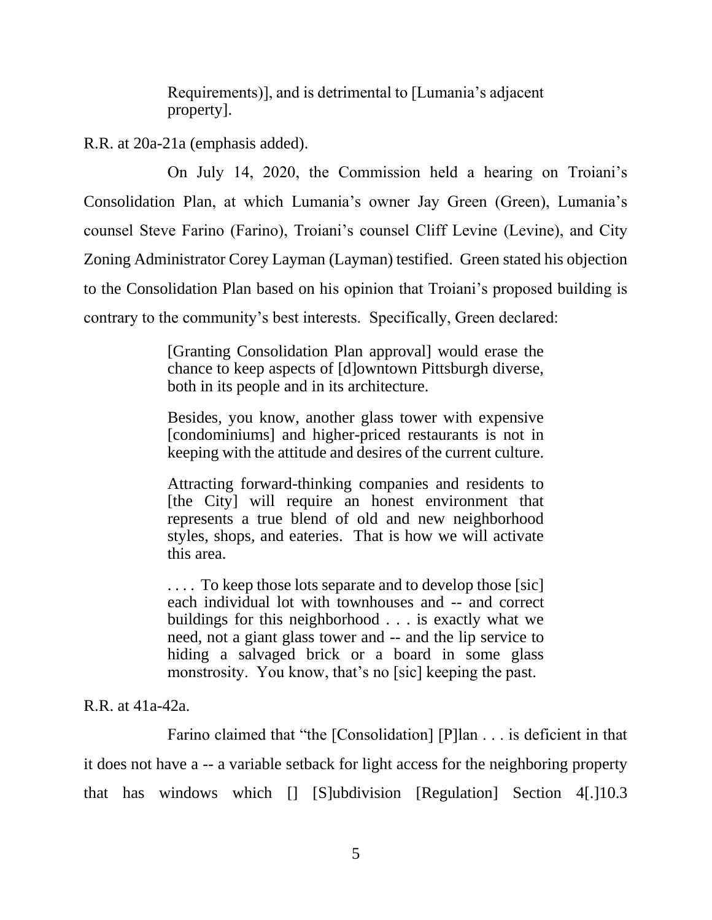> Requirements)], and is detrimental to [Lumania's adjacent property].

R.R. at 20a-21a (emphasis added).

On July 14, 2020, the Commission held a hearing on Troiani's Consolidation Plan, at which Lumania's owner Jay Green (Green), Lumania's counsel Steve Farino (Farino), Troiani's counsel Cliff Levine (Levine), and City Zoning Administrator Corey Layman (Layman) testified. Green stated his objection to the Consolidation Plan based on his opinion that Troiani's proposed building is contrary to the community's best interests. Specifically, Green declared:

> [Granting Consolidation Plan approval] would erase the chance to keep aspects of [d]owntown Pittsburgh diverse, both in its people and in its architecture.
>
> Besides, you know, another glass tower with expensive [condominiums] and higher-priced restaurants is not in keeping with the attitude and desires of the current culture.
>
> Attracting forward-thinking companies and residents to [the City] will require an honest environment that represents a true blend of old and new neighborhood styles, shops, and eateries. That is how we will activate this area.
>
> . . . . To keep those lots separate and to develop those [sic] each individual lot with townhouses and -- and correct buildings for this neighborhood . . . is exactly what we need, not a giant glass tower and -- and the lip service to hiding a salvaged brick or a board in some glass monstrosity. You know, that's no [sic] keeping the past.

R.R. at 41a-42a.

Farino claimed that "the [Consolidation] [P]lan . . . is deficient in that it does not have a -- a variable setback for light access for the neighboring property that has windows which [] [S]ubdivision [Regulation] Section 4[.]10.3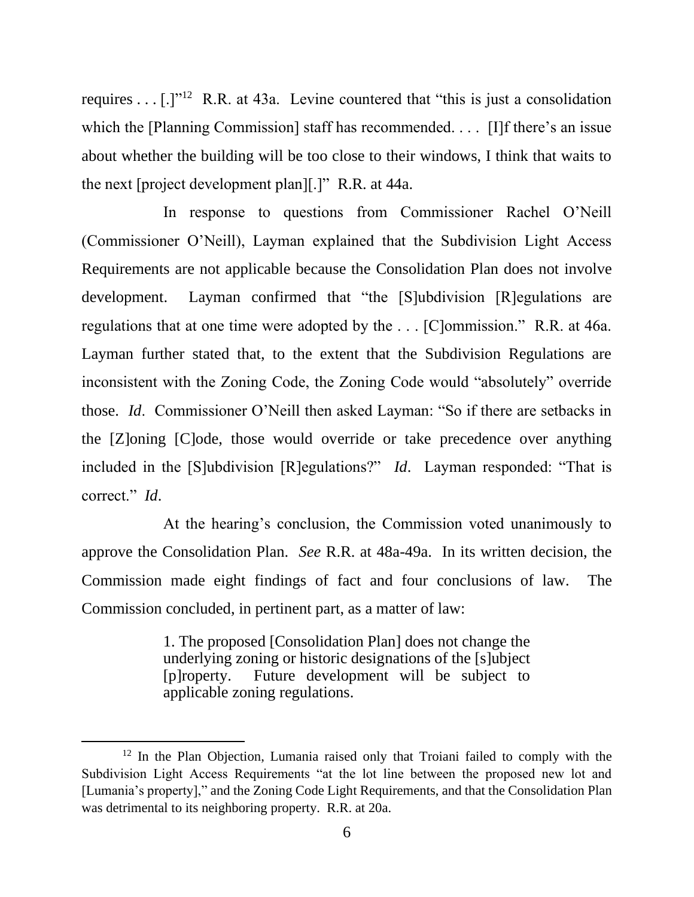requires . . . [.]"[12] R.R. at 43a. Levine countered that "this is just a consolidation which the [Planning Commission] staff has recommended. . . . [I]f there's an issue about whether the building will be too close to their windows, I think that waits to the next [project development plan][.]" R.R. at 44a.

In response to questions from Commissioner Rachel O'Neill (Commissioner O'Neill), Layman explained that the Subdivision Light Access Requirements are not applicable because the Consolidation Plan does not involve development. Layman confirmed that "the [S]ubdivision [R]egulations are regulations that at one time were adopted by the . . . [C]ommission." R.R. at 46a. Layman further stated that, to the extent that the Subdivision Regulations are inconsistent with the Zoning Code, the Zoning Code would "absolutely" override those. *Id*. Commissioner O'Neill then asked Layman: "So if there are setbacks in the [Z]oning [C]ode, those would override or take precedence over anything included in the [S]ubdivision [R]egulations?" *Id*. Layman responded: "That is correct." *Id*.

At the hearing's conclusion, the Commission voted unanimously to approve the Consolidation Plan. *See* R.R. at 48a-49a. In its written decision, the Commission made eight findings of fact and four conclusions of law. The Commission concluded, in pertinent part, as a matter of law:

> 1. The proposed [Consolidation Plan] does not change the underlying zoning or historic designations of the [s]ubject [p]roperty. Future development will be subject to applicable zoning regulations.

---

[12] In the Plan Objection, Lumania raised only that Troiani failed to comply with the Subdivision Light Access Requirements "at the lot line between the proposed new lot and [Lumania's property]," and the Zoning Code Light Requirements, and that the Consolidation Plan was detrimental to its neighboring property. R.R. at 20a.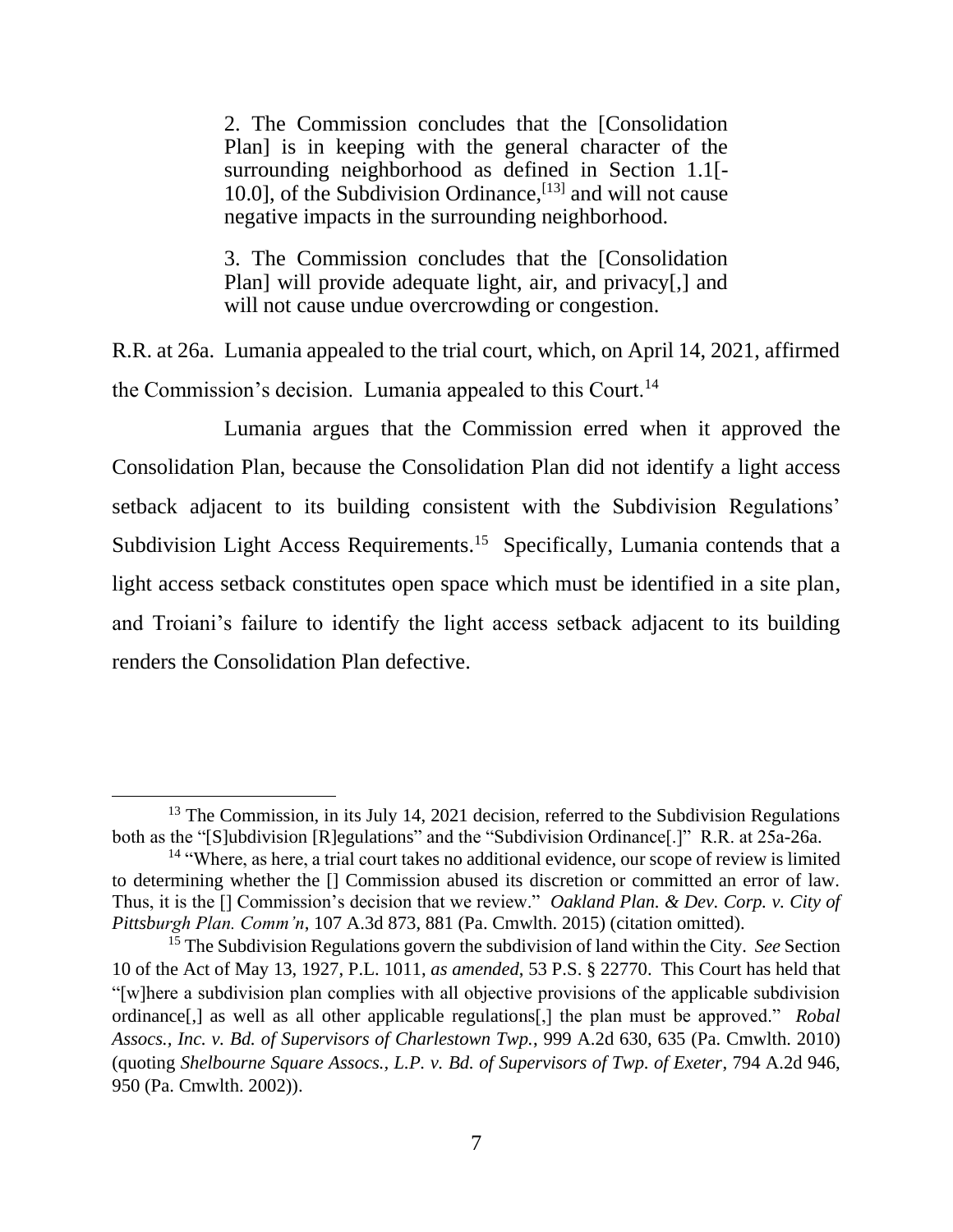> 2. The Commission concludes that the [Consolidation Plan] is in keeping with the general character of the surrounding neighborhood as defined in Section 1.1[-10.0], of the Subdivision Ordinance,[13] and will not cause negative impacts in the surrounding neighborhood.
>
> 3. The Commission concludes that the [Consolidation Plan] will provide adequate light, air, and privacy[,] and will not cause undue overcrowding or congestion.

R.R. at 26a. Lumania appealed to the trial court, which, on April 14, 2021, affirmed the Commission's decision. Lumania appealed to this Court.[14]

Lumania argues that the Commission erred when it approved the Consolidation Plan, because the Consolidation Plan did not identify a light access setback adjacent to its building consistent with the Subdivision Regulations' Subdivision Light Access Requirements.[15] Specifically, Lumania contends that a light access setback constitutes open space which must be identified in a site plan, and Troiani's failure to identify the light access setback adjacent to its building renders the Consolidation Plan defective.

---

[13] The Commission, in its July 14, 2021 decision, referred to the Subdivision Regulations both as the "[S]ubdivision [R]egulations" and the "Subdivision Ordinance[.]" R.R. at 25a-26a.

[14] "Where, as here, a trial court takes no additional evidence, our scope of review is limited to determining whether the [] Commission abused its discretion or committed an error of law. Thus, it is the [] Commission's decision that we review." *Oakland Plan. & Dev. Corp. v. City of Pittsburgh Plan. Comm'n*, 107 A.3d 873, 881 (Pa. Cmwlth. 2015) (citation omitted).

[15] The Subdivision Regulations govern the subdivision of land within the City. *See* Section 10 of the Act of May 13, 1927, P.L. 1011, *as amended*, 53 P.S. § 22770. This Court has held that "[w]here a subdivision plan complies with all objective provisions of the applicable subdivision ordinance[,] as well as all other applicable regulations[,] the plan must be approved." *Robal Assocs., Inc. v. Bd. of Supervisors of Charlestown Twp.*, 999 A.2d 630, 635 (Pa. Cmwlth. 2010) (quoting *Shelbourne Square Assocs., L.P. v. Bd. of Supervisors of Twp. of Exeter*, 794 A.2d 946, 950 (Pa. Cmwlth. 2002)).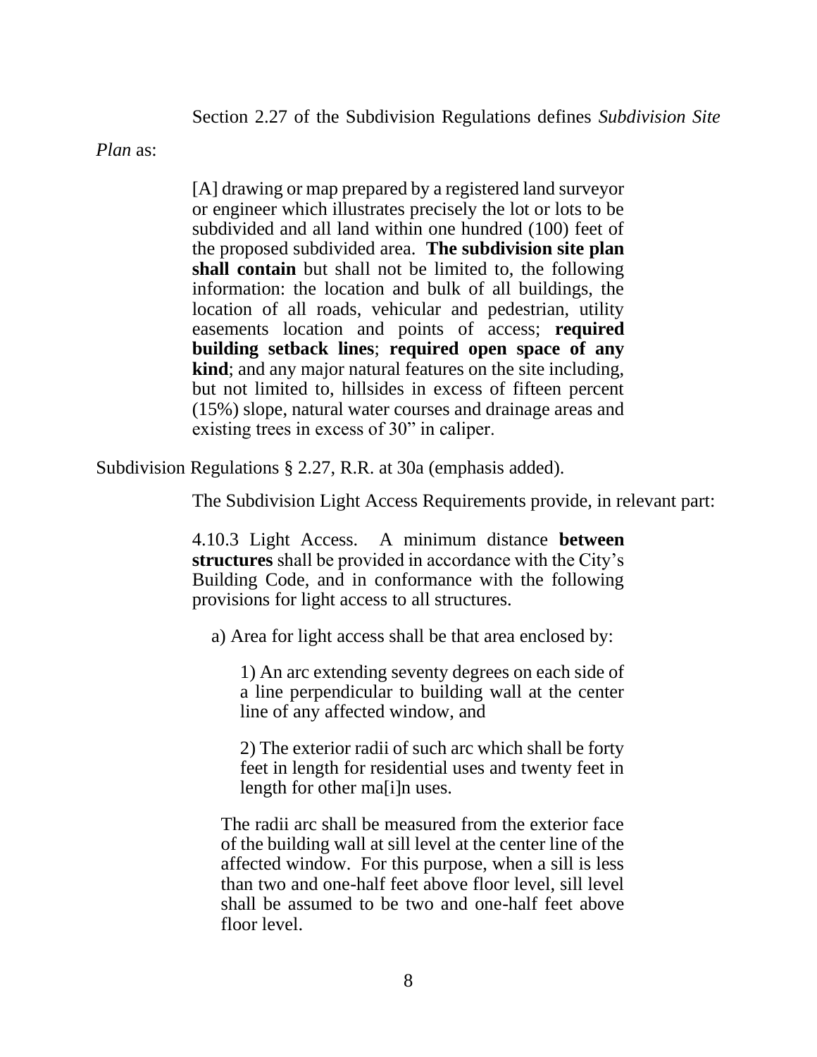Section 2.27 of the Subdivision Regulations defines *Subdivision Site Plan* as:

> [A] drawing or map prepared by a registered land surveyor or engineer which illustrates precisely the lot or lots to be subdivided and all land within one hundred (100) feet of the proposed subdivided area. **The subdivision site plan shall contain** but shall not be limited to, the following information: the location and bulk of all buildings, the location of all roads, vehicular and pedestrian, utility easements location and points of access; **required building setback lines**; **required open space of any kind**; and any major natural features on the site including, but not limited to, hillsides in excess of fifteen percent (15%) slope, natural water courses and drainage areas and existing trees in excess of 30" in caliper.

Subdivision Regulations § 2.27, R.R. at 30a (emphasis added).

The Subdivision Light Access Requirements provide, in relevant part:

> 4.10.3 Light Access. A minimum distance **between structures** shall be provided in accordance with the City's Building Code, and in conformance with the following provisions for light access to all structures.
>
> a) Area for light access shall be that area enclosed by:
>
> 1) An arc extending seventy degrees on each side of a line perpendicular to building wall at the center line of any affected window, and
>
> 2) The exterior radii of such arc which shall be forty feet in length for residential uses and twenty feet in length for other ma[i]n uses.
>
> The radii arc shall be measured from the exterior face of the building wall at sill level at the center line of the affected window. For this purpose, when a sill is less than two and one-half feet above floor level, sill level shall be assumed to be two and one-half feet above floor level.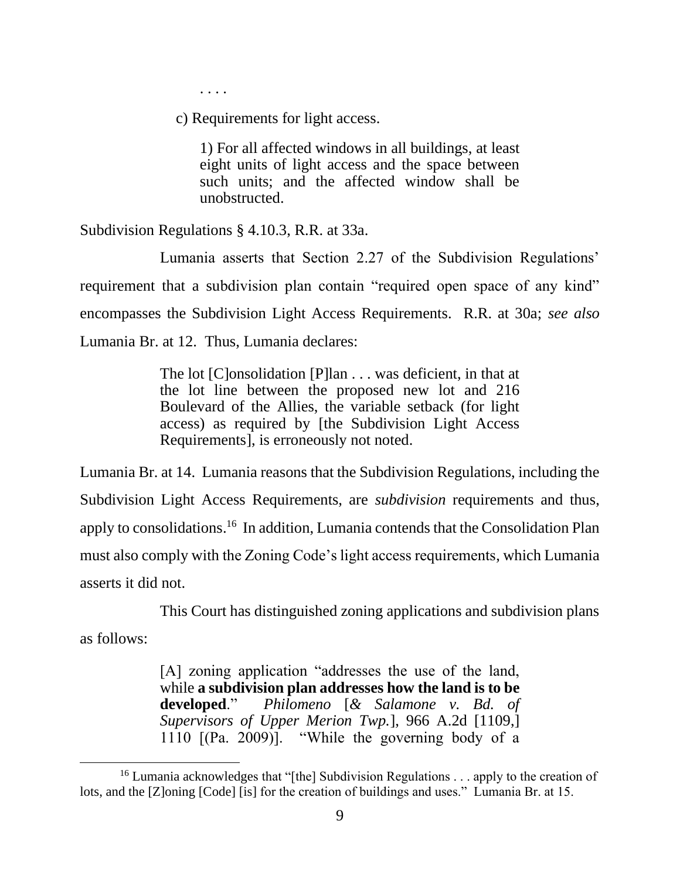> > . . . .
>
> c) Requirements for light access.
>
> > 1) For all affected windows in all buildings, at least eight units of light access and the space between such units; and the affected window shall be unobstructed.

Subdivision Regulations § 4.10.3, R.R. at 33a.

Lumania asserts that Section 2.27 of the Subdivision Regulations' requirement that a subdivision plan contain "required open space of any kind" encompasses the Subdivision Light Access Requirements. R.R. at 30a; *see also* Lumania Br. at 12. Thus, Lumania declares:

> The lot [C]onsolidation [P]lan . . . was deficient, in that at the lot line between the proposed new lot and 216 Boulevard of the Allies, the variable setback (for light access) as required by [the Subdivision Light Access Requirements], is erroneously not noted.

Lumania Br. at 14. Lumania reasons that the Subdivision Regulations, including the Subdivision Light Access Requirements, are *subdivision* requirements and thus, apply to consolidations.[16] In addition, Lumania contends that the Consolidation Plan must also comply with the Zoning Code's light access requirements, which Lumania asserts it did not.

This Court has distinguished zoning applications and subdivision plans as follows:

> [A] zoning application "addresses the use of the land, while **a subdivision plan addresses how the land is to be developed**." *Philomeno* [*& Salamone v. Bd. of Supervisors of Upper Merion Twp.*], 966 A.2d [1109,] 1110 [(Pa. 2009)]. "While the governing body of a

[16] Lumania acknowledges that "[the] Subdivision Regulations . . . apply to the creation of lots, and the [Z]oning [Code] [is] for the creation of buildings and uses." Lumania Br. at 15.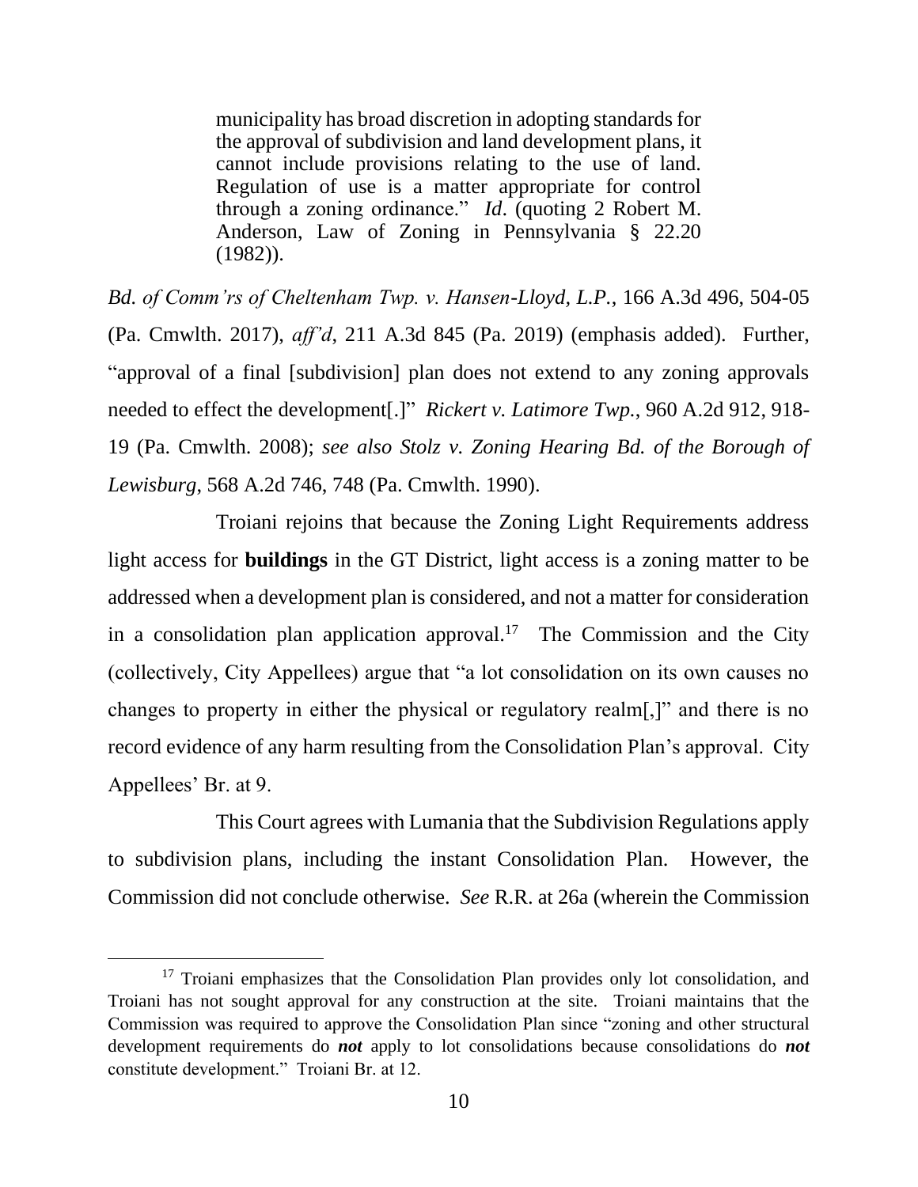> municipality has broad discretion in adopting standards for the approval of subdivision and land development plans, it cannot include provisions relating to the use of land. Regulation of use is a matter appropriate for control through a zoning ordinance." *Id*. (quoting 2 Robert M. Anderson, Law of Zoning in Pennsylvania § 22.20 (1982)).

*Bd. of Comm'rs of Cheltenham Twp. v. Hansen-Lloyd, L.P.*, 166 A.3d 496, 504-05 (Pa. Cmwlth. 2017), *aff'd*, 211 A.3d 845 (Pa. 2019) (emphasis added). Further, "approval of a final [subdivision] plan does not extend to any zoning approvals needed to effect the development[.]" *Rickert v. Latimore Twp.*, 960 A.2d 912, 918-19 (Pa. Cmwlth. 2008); *see also Stolz v. Zoning Hearing Bd. of the Borough of Lewisburg*, 568 A.2d 746, 748 (Pa. Cmwlth. 1990).

Troiani rejoins that because the Zoning Light Requirements address light access for **buildings** in the GT District, light access is a zoning matter to be addressed when a development plan is considered, and not a matter for consideration in a consolidation plan application approval.[17] The Commission and the City (collectively, City Appellees) argue that "a lot consolidation on its own causes no changes to property in either the physical or regulatory realm[,]" and there is no record evidence of any harm resulting from the Consolidation Plan's approval. City Appellees' Br. at 9.

This Court agrees with Lumania that the Subdivision Regulations apply to subdivision plans, including the instant Consolidation Plan. However, the Commission did not conclude otherwise. *See* R.R. at 26a (wherein the Commission

---

[17] Troiani emphasizes that the Consolidation Plan provides only lot consolidation, and Troiani has not sought approval for any construction at the site. Troiani maintains that the Commission was required to approve the Consolidation Plan since "zoning and other structural development requirements do ***not*** apply to lot consolidations because consolidations do ***not*** constitute development." Troiani Br. at 12.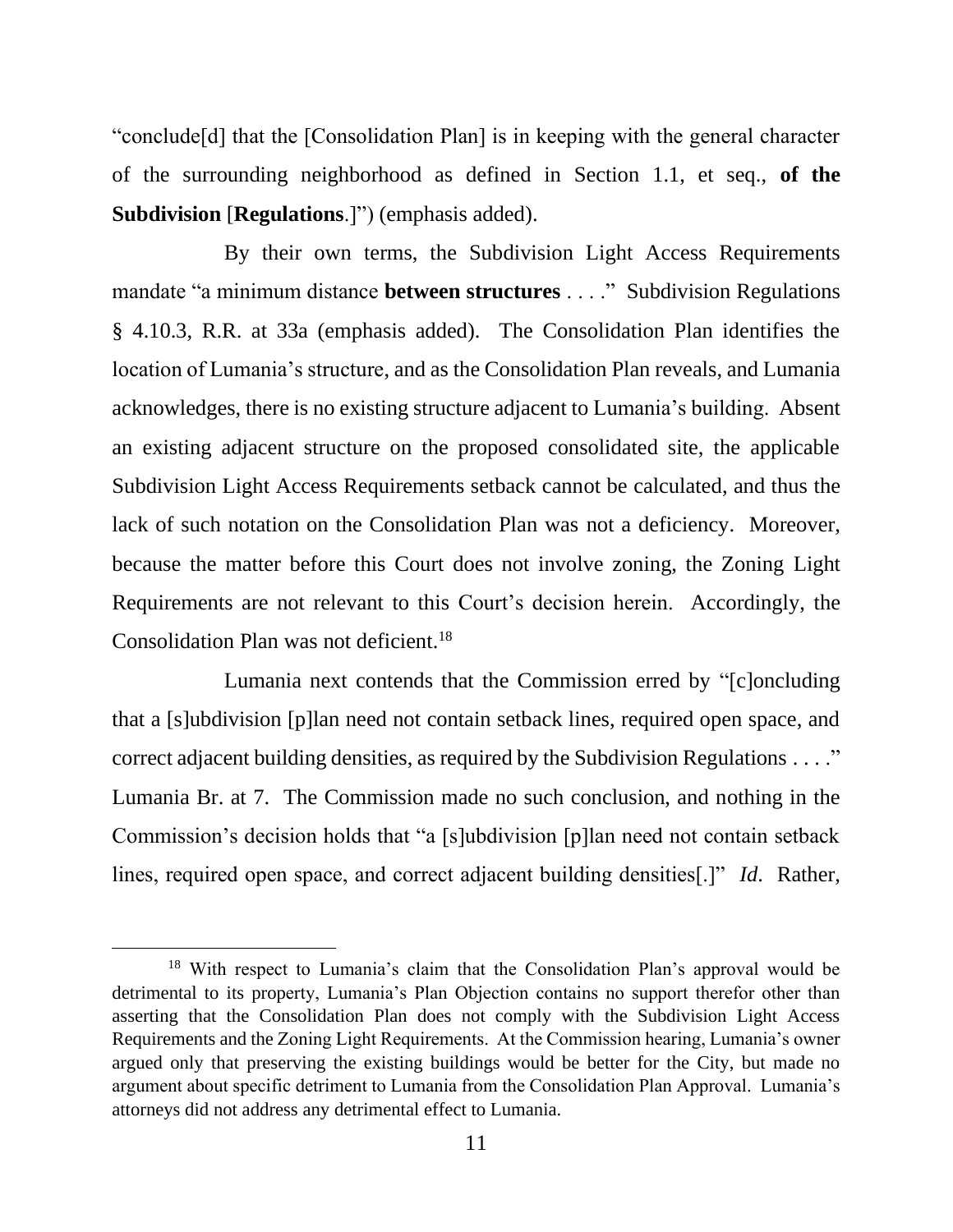"conclude[d] that the [Consolidation Plan] is in keeping with the general character of the surrounding neighborhood as defined in Section 1.1, et seq., **of the Subdivision** [**Regulations**.]") (emphasis added).

By their own terms, the Subdivision Light Access Requirements mandate "a minimum distance **between structures** . . . ." Subdivision Regulations § 4.10.3, R.R. at 33a (emphasis added). The Consolidation Plan identifies the location of Lumania's structure, and as the Consolidation Plan reveals, and Lumania acknowledges, there is no existing structure adjacent to Lumania's building. Absent an existing adjacent structure on the proposed consolidated site, the applicable Subdivision Light Access Requirements setback cannot be calculated, and thus the lack of such notation on the Consolidation Plan was not a deficiency. Moreover, because the matter before this Court does not involve zoning, the Zoning Light Requirements are not relevant to this Court's decision herein. Accordingly, the Consolidation Plan was not deficient.[18]

Lumania next contends that the Commission erred by "[c]oncluding that a [s]ubdivision [p]lan need not contain setback lines, required open space, and correct adjacent building densities, as required by the Subdivision Regulations . . . ." Lumania Br. at 7. The Commission made no such conclusion, and nothing in the Commission's decision holds that "a [s]ubdivision [p]lan need not contain setback lines, required open space, and correct adjacent building densities[.]" *Id*. Rather,

---

[18] With respect to Lumania's claim that the Consolidation Plan's approval would be detrimental to its property, Lumania's Plan Objection contains no support therefor other than asserting that the Consolidation Plan does not comply with the Subdivision Light Access Requirements and the Zoning Light Requirements. At the Commission hearing, Lumania's owner argued only that preserving the existing buildings would be better for the City, but made no argument about specific detriment to Lumania from the Consolidation Plan Approval. Lumania's attorneys did not address any detrimental effect to Lumania.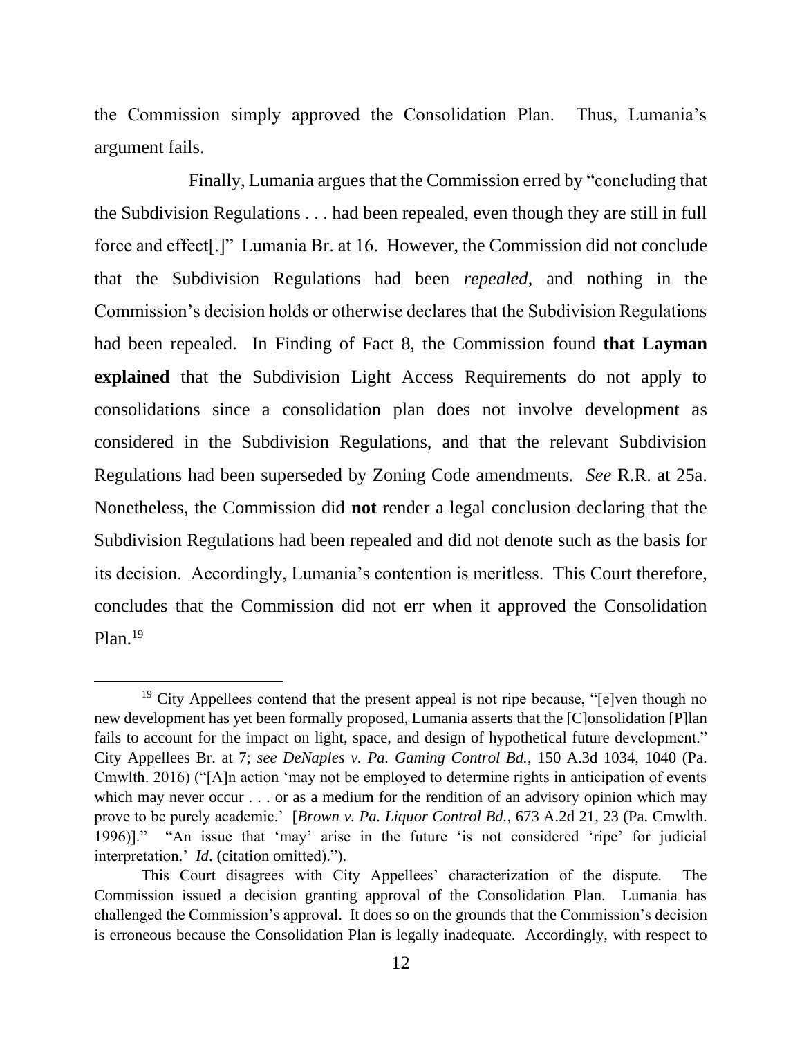the Commission simply approved the Consolidation Plan. Thus, Lumania's argument fails.

Finally, Lumania argues that the Commission erred by "concluding that the Subdivision Regulations . . . had been repealed, even though they are still in full force and effect[.]" Lumania Br. at 16. However, the Commission did not conclude that the Subdivision Regulations had been *repealed*, and nothing in the Commission's decision holds or otherwise declares that the Subdivision Regulations had been repealed. In Finding of Fact 8, the Commission found **that Layman explained** that the Subdivision Light Access Requirements do not apply to consolidations since a consolidation plan does not involve development as considered in the Subdivision Regulations, and that the relevant Subdivision Regulations had been superseded by Zoning Code amendments. *See* R.R. at 25a. Nonetheless, the Commission did **not** render a legal conclusion declaring that the Subdivision Regulations had been repealed and did not denote such as the basis for its decision. Accordingly, Lumania's contention is meritless. This Court therefore, concludes that the Commission did not err when it approved the Consolidation Plan.[19]

---

[19] City Appellees contend that the present appeal is not ripe because, "[e]ven though no new development has yet been formally proposed, Lumania asserts that the [C]onsolidation [P]lan fails to account for the impact on light, space, and design of hypothetical future development." City Appellees Br. at 7; *see DeNaples v. Pa. Gaming Control Bd.*, 150 A.3d 1034, 1040 (Pa. Cmwlth. 2016) ("[A]n action 'may not be employed to determine rights in anticipation of events which may never occur . . . or as a medium for the rendition of an advisory opinion which may prove to be purely academic.' [*Brown v. Pa. Liquor Control Bd.*, 673 A.2d 21, 23 (Pa. Cmwlth. 1996)]." "An issue that 'may' arise in the future 'is not considered 'ripe' for judicial interpretation.' *Id*. (citation omitted).").

This Court disagrees with City Appellees' characterization of the dispute. The Commission issued a decision granting approval of the Consolidation Plan. Lumania has challenged the Commission's approval. It does so on the grounds that the Commission's decision is erroneous because the Consolidation Plan is legally inadequate. Accordingly, with respect to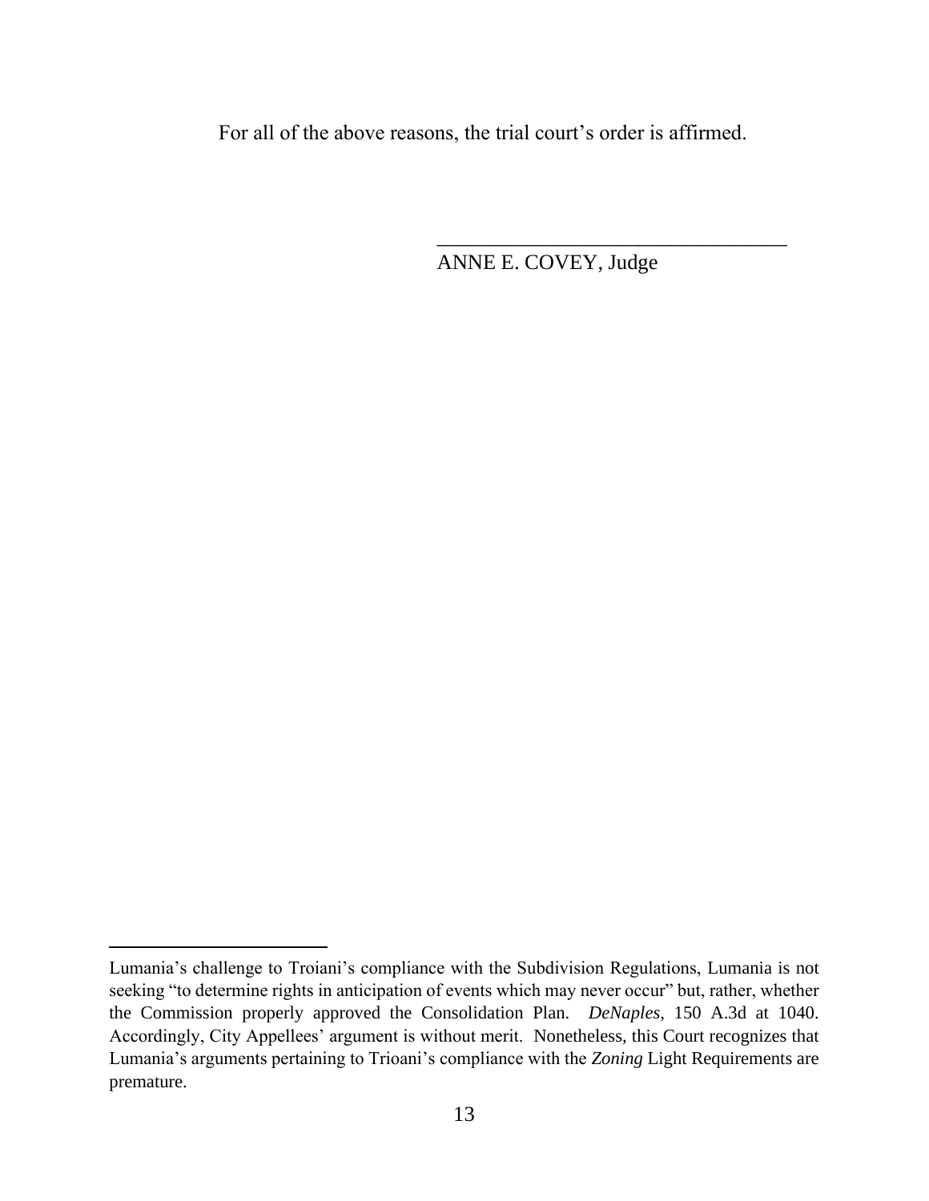For all of the above reasons, the trial court's order is affirmed.

\_\_\_\_\_\_\_\_\_\_\_\_\_\_\_\_\_\_\_\_\_\_\_\_\_\_\_\_\_\_\_\_\_\_

ANNE E. COVEY, Judge

---

Lumania's challenge to Troiani's compliance with the Subdivision Regulations, Lumania is not seeking "to determine rights in anticipation of events which may never occur" but, rather, whether the Commission properly approved the Consolidation Plan. *DeNaples*, 150 A.3d at 1040. Accordingly, City Appellees' argument is without merit. Nonetheless, this Court recognizes that Lumania's arguments pertaining to Trioani's compliance with the ***Zoning*** Light Requirements are premature.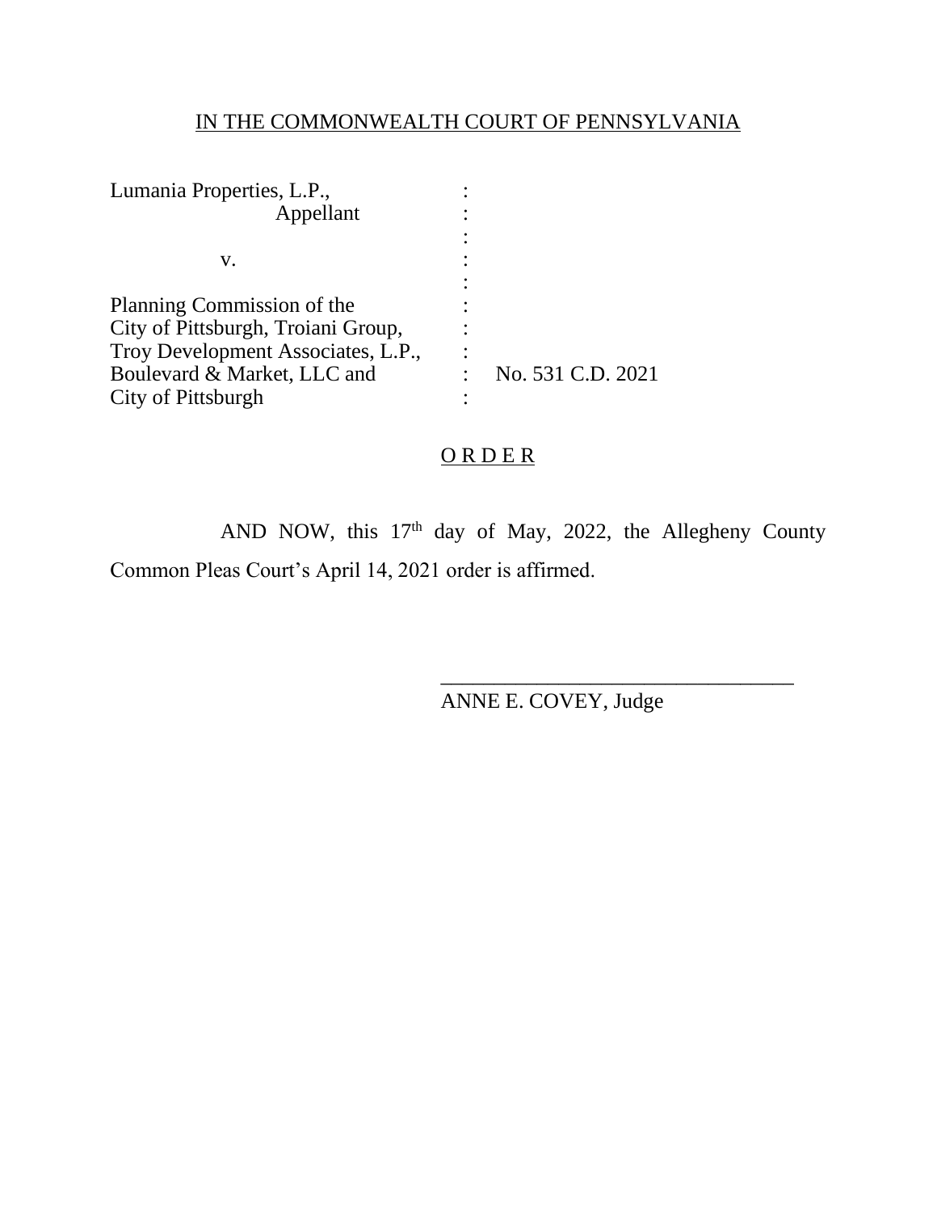IN THE COMMONWEALTH COURT OF PENNSYLVANIA

| | | |
|---|---|---|
| Lumania Properties, L.P., Appellant | : | |
| v. | : | |
| Planning Commission of the City of Pittsburgh, Troiani Group, Troy Development Associates, L.P., Boulevard & Market, LLC and City of Pittsburgh | : | No. 531 C.D. 2021 |

O R D E R

AND NOW, this 17th day of May, 2022, the Allegheny County Common Pleas Court's April 14, 2021 order is affirmed.

___________________________________

ANNE E. COVEY, Judge